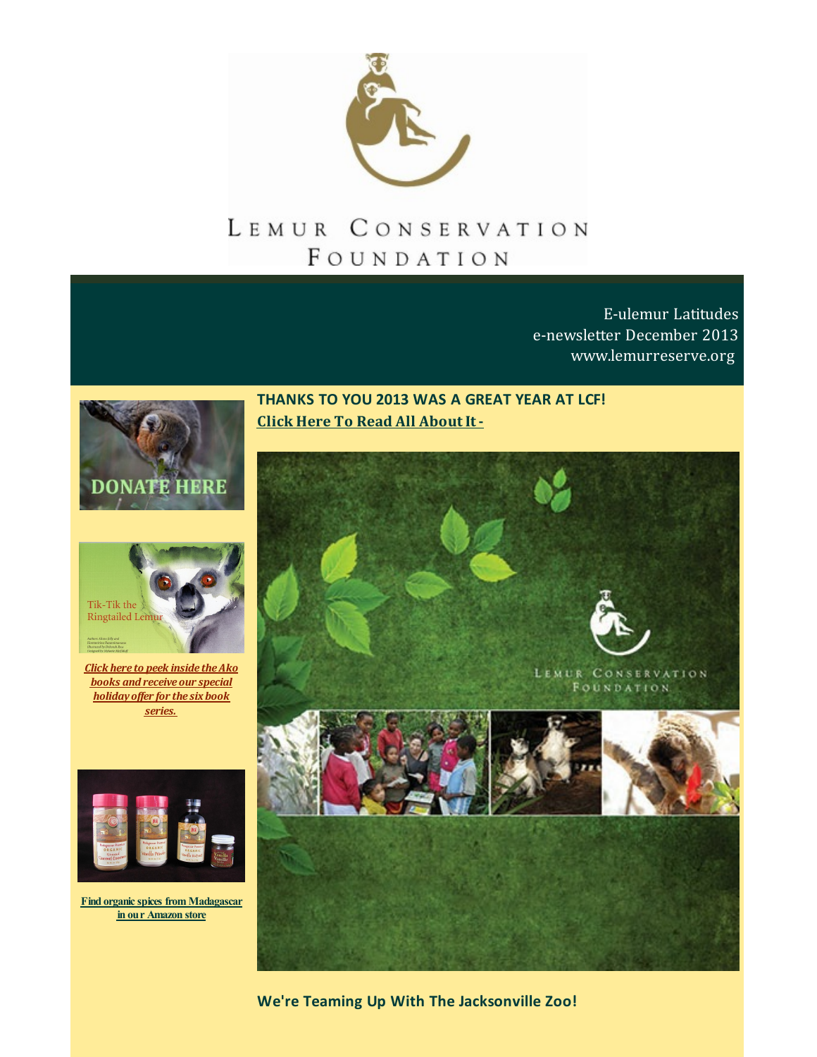# Lemur Conservation Foundation

E-ulemur Latitudes
e-newsletter December 2013
www.lemurreserve.org

DONATE HERE

*Click here to peek inside the Ako books and receive our special holiday offer for the six book series.*

Find organic spices from Madagascar in our Amazon store

## THANKS TO YOU 2013 WAS A GREAT YEAR AT LCF!

Click Here To Read All About It -

## We're Teaming Up With The Jacksonville Zoo!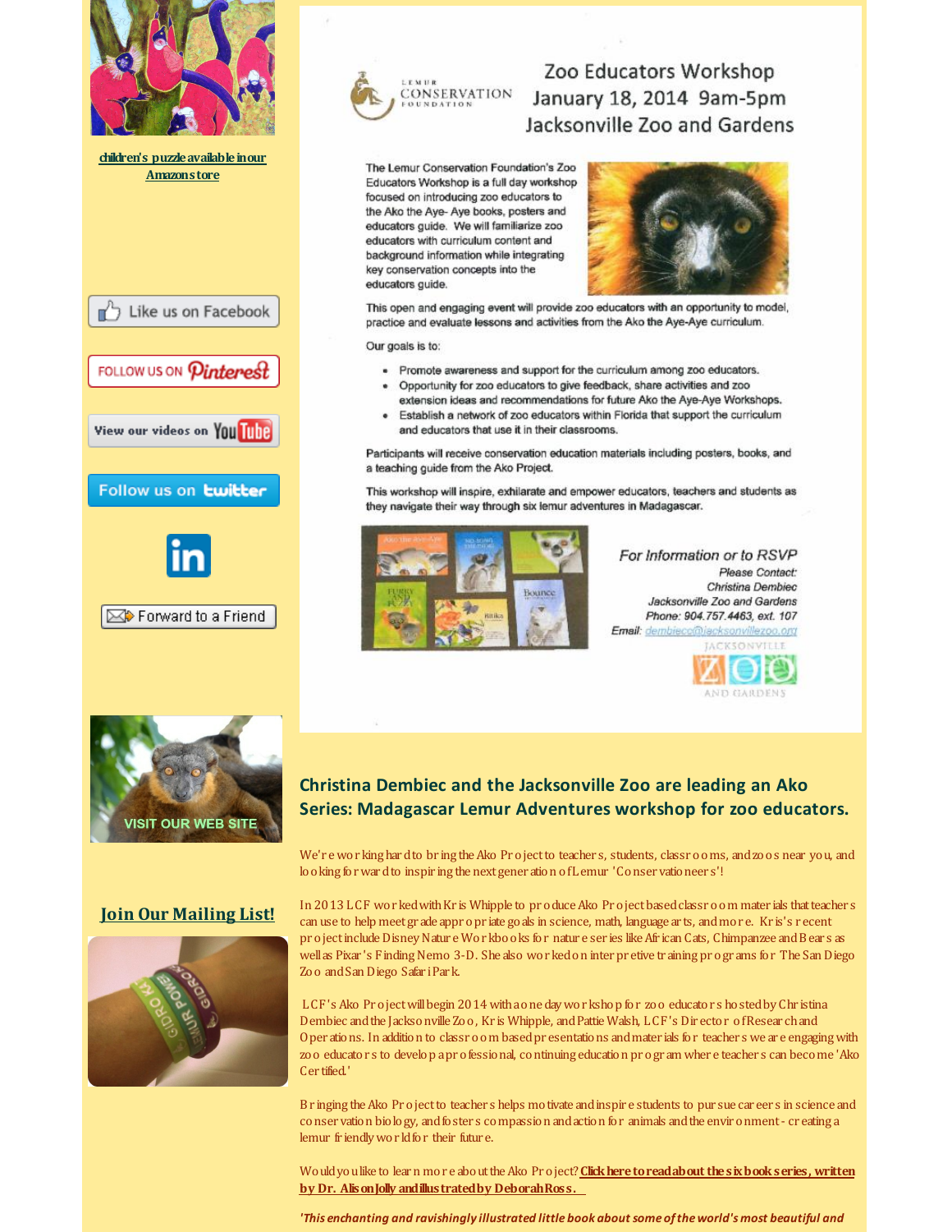children's puzzle available in our Amazon store

Like us on Facebook

FOLLOW US ON Pinterest

View our videos on YouTube

Follow us on twitter

Forward to a Friend

VISIT OUR WEB SITE

## Join Our Mailing List!

# Zoo Educators Workshop
## January 18, 2014 9am-5pm
## Jacksonville Zoo and Gardens

The Lemur Conservation Foundation's Zoo Educators Workshop is a full day workshop focused on introducing zoo educators to the Ako the Aye- Aye books, posters and educators guide. We will familiarize zoo educators with curriculum content and background information while integrating key conservation concepts into the educators guide.

This open and engaging event will provide zoo educators with an opportunity to model, practice and evaluate lessons and activities from the Ako the Aye-Aye curriculum.

Our goals is to:

- Promote awareness and support for the curriculum among zoo educators.
- Opportunity for zoo educators to give feedback, share activities and zoo extension ideas and recommendations for future Ako the Aye-Aye Workshops.
- Establish a network of zoo educators within Florida that support the curriculum and educators that use it in their classrooms.

Participants will receive conservation education materials including posters, books, and a teaching guide from the Ako Project.

This workshop will inspire, exhilarate and empower educators, teachers and students as they navigate their way through six lemur adventures in Madagascar.

*For Information or to RSVP*
*Please Contact:*
*Christina Dembiec*
*Jacksonville Zoo and Gardens*
*Phone: 904.757.4463, ext. 107*
*Email: dembiecc@jacksonvillezoo.org*

## Christina Dembiec and the Jacksonville Zoo are leading an Ako Series: Madagascar Lemur Adventures workshop for zoo educators.

We're working hard to bring the Ako Project to teachers, students, classrooms, and zoos near you, and looking forward to inspiring the next generation of Lemur 'Conservationeers'!

In 2013 LCF worked with Kris Whipple to produce Ako Project based classroom materials that teachers can use to help meet grade appropriate goals in science, math, language arts, and more. Kris's recent project include Disney Nature Workbooks for nature series like African Cats, Chimpanzee and Bears as well as Pixar's Finding Nemo 3-D. She also worked on interpretive training programs for The San Diego Zoo and San Diego Safari Park.

LCF's Ako Project will begin 2014 with a one day workshop for zoo educators hosted by Christina Dembiec and the Jacksonville Zoo, Kris Whipple, and Pattie Walsh, LCF's Director of Research and Operations. In addition to classroom based presentations and materials for teachers we are engaging with zoo educators to develop a professional, continuing education program where teachers can become 'Ako Certified.'

Bringing the Ako Project to teachers helps motivate and inspire students to pursue careers in science and conservation biology, and fosters compassion and action for animals and the environment - creating a lemur friendly world for their future.

Would you like to learn more about the Ako Project? **Click here to read about the six book series, written by Dr. Alison Jolly and illustrated by Deborah Ross.**

***'This enchanting and ravishingly illustrated little book about some of the world's most beautiful and***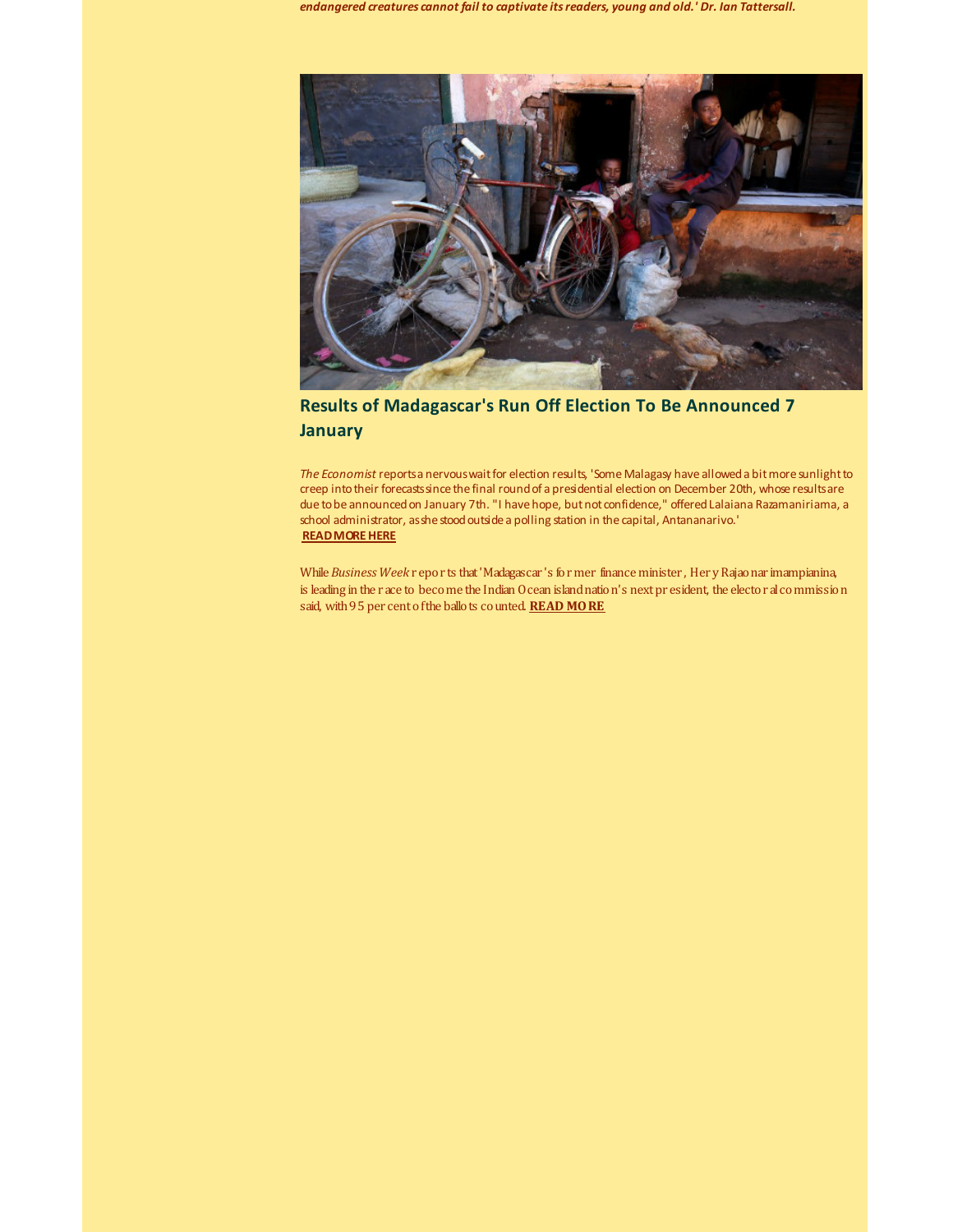***endangered creatures cannot fail to captivate its readers, young and old.' Dr. Ian Tattersall.***

## Results of Madagascar's Run Off Election To Be Announced 7 January

*The Economist* reports a nervous wait for election results, 'Some Malagasy have allowed a bit more sunlight to creep into their forecasts since the final round of a presidential election on December 20th, whose results are due to be announced on January 7th. "I have hope, but not confidence," offered Lalaiana Razamaniriama, a school administrator, as she stood outside a polling station in the capital, Antananarivo.'
**READ MORE HERE**

While *Business Week* reports that 'Madagascar's former finance minister, Hery Rajaonarimampianina, is leading in the race to become the Indian Ocean island nation's next president, the electoral commission said, with 95 percent of the ballots counted. **READ MORE**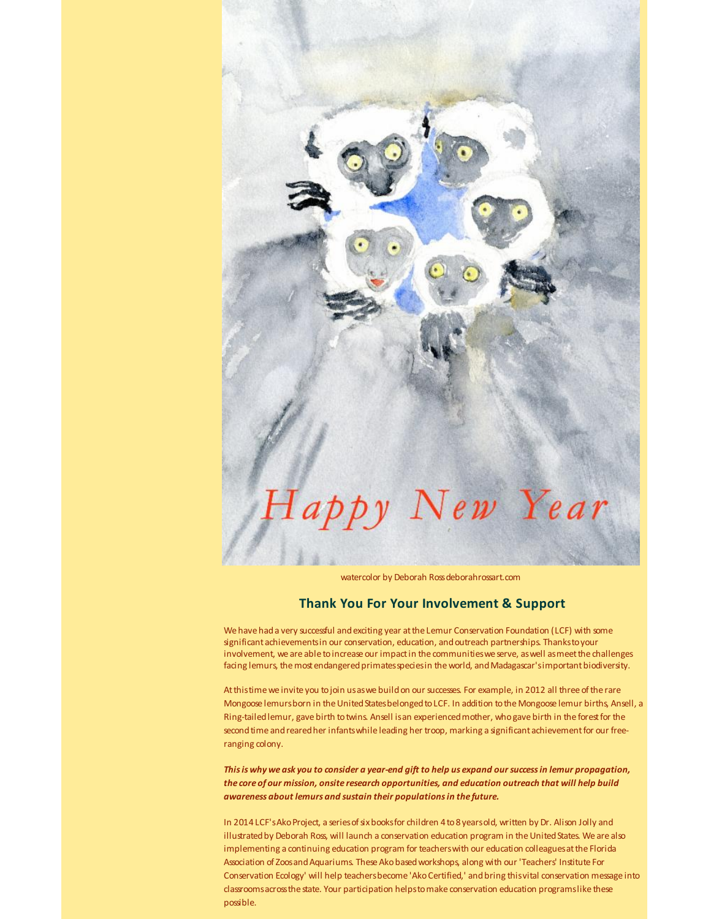Happy New Year

watercolor by Deborah Ross deborahrossart.com

## Thank You For Your Involvement & Support

We have had a very successful and exciting year at the Lemur Conservation Foundation (LCF) with some significant achievements in our conservation, education, and outreach partnerships. Thanks to your involvement, we are able to increase our impact in the communities we serve, as well as meet the challenges facing lemurs, the most endangered primates species in the world, and Madagascar's important biodiversity.

At this time we invite you to join us as we build on our successes. For example, in 2012 all three of the rare Mongoose lemurs born in the United States belonged to LCF. In addition to the Mongoose lemur births, Ansell, a Ring-tailed lemur, gave birth to twins. Ansell is an experienced mother, who gave birth in the forest for the second time and reared her infants while leading her troop, marking a significant achievement for our free-ranging colony.

***This is why we ask you to consider a year-end gift to help us expand our success in lemur propagation, the core of our mission, onsite research opportunities, and education outreach that will help build awareness about lemurs and sustain their populations in the future.***

In 2014 LCF's Ako Project, a series of six books for children 4 to 8 years old, written by Dr. Alison Jolly and illustrated by Deborah Ross, will launch a conservation education program in the United States. We are also implementing a continuing education program for teachers with our education colleagues at the Florida Association of Zoos and Aquariums. These Ako based workshops, along with our 'Teachers' Institute For Conservation Ecology' will help teachers become 'Ako Certified,' and bring this vital conservation message into classrooms across the state. Your participation helps to make conservation education programs like these possible.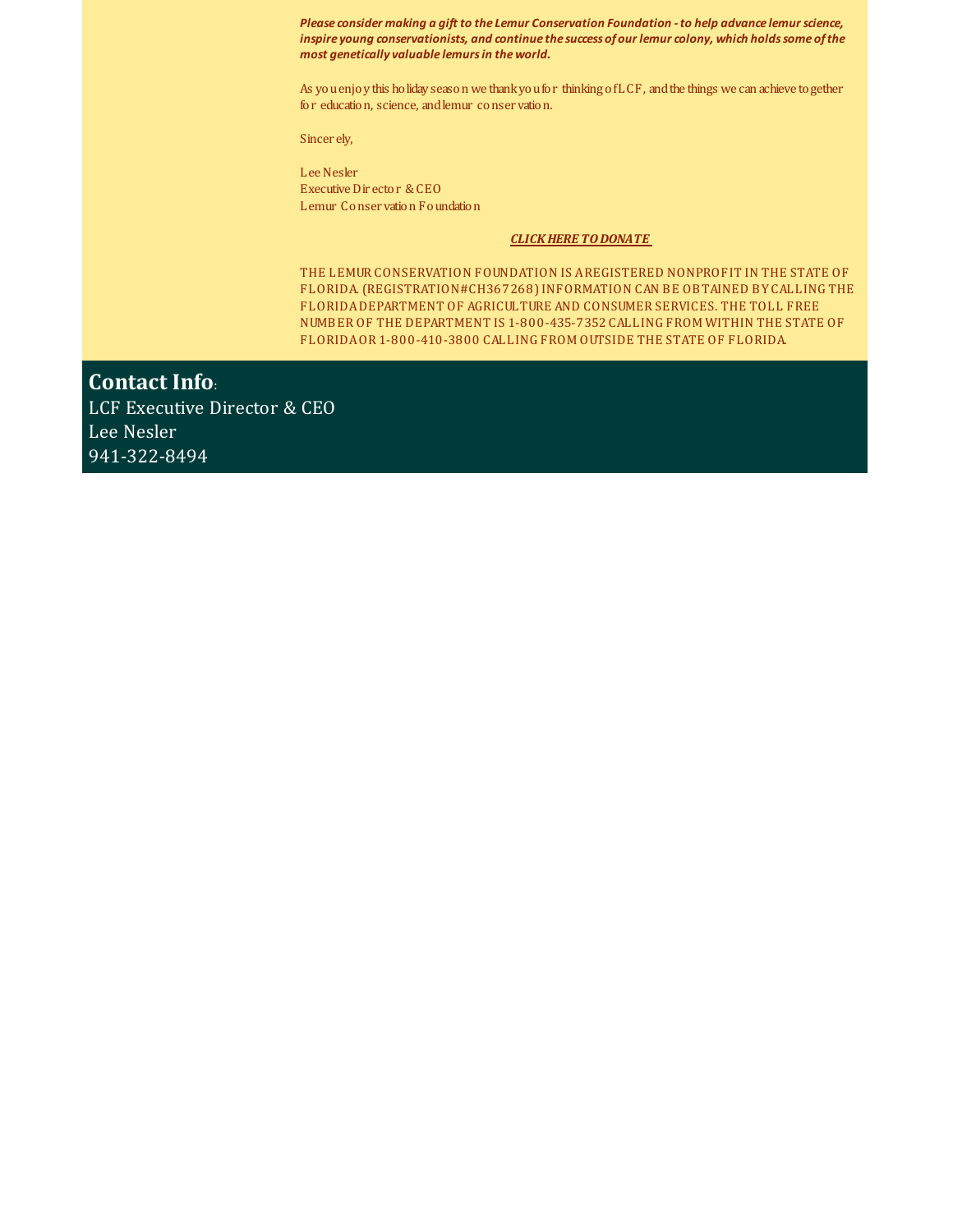***Please consider making a gift to the Lemur Conservation Foundation - to help advance lemur science, inspire young conservationists, and continue the success of our lemur colony, which holds some of the most genetically valuable lemurs in the world.***

As you enjoy this holiday season we thank you for thinking of LCF, and the things we can achieve together for education, science, and lemur conservation.

Sincerely,

Lee Nesler
Executive Director & CEO
Lemur Conservation Foundation

***CLICK HERE TO DONATE***

THE LEMUR CONSERVATION FOUNDATION IS A REGISTERED NONPROFIT IN THE STATE OF FLORIDA. (REGISTRATION#CH367268) INFORMATION CAN BE OBTAINED BY CALLING THE FLORIDA DEPARTMENT OF AGRICULTURE AND CONSUMER SERVICES. THE TOLL FREE NUMBER OF THE DEPARTMENT IS 1-800-435-7352 CALLING FROM WITHIN THE STATE OF FLORIDA OR 1-800-410-3800 CALLING FROM OUTSIDE THE STATE OF FLORIDA.

**Contact Info**:
LCF Executive Director & CEO
Lee Nesler
941-322-8494